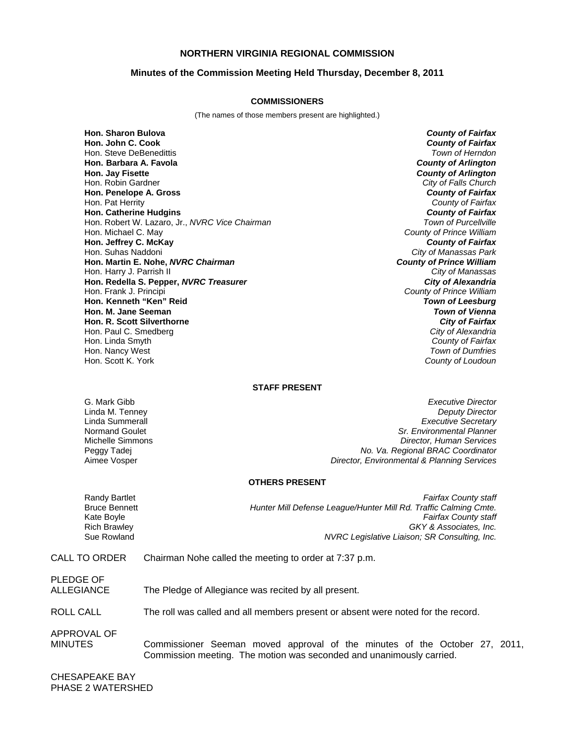# NORTHERN VIRGINIA REGIONAL COMMISSION

## Minutes of the Commission Meeting Held Thursday, December 8, 2011

### COMMISSIONERS

(The names of those members present are highlighted.)

| | |
|---|---|
| **Hon. Sharon Bulova** | ***County of Fairfax*** |
| **Hon. John C. Cook** | ***County of Fairfax*** |
| Hon. Steve DeBenedittis | *Town of Herndon* |
| **Hon. Barbara A. Favola** | ***County of Arlington*** |
| **Hon. Jay Fisette** | ***County of Arlington*** |
| Hon. Robin Gardner | *City of Falls Church* |
| **Hon. Penelope A. Gross** | ***County of Fairfax*** |
| Hon. Pat Herrity | *County of Fairfax* |
| **Hon. Catherine Hudgins** | ***County of Fairfax*** |
| Hon. Robert W. Lazaro, Jr., *NVRC Vice Chairman* | *Town of Purcellville* |
| Hon. Michael C. May | *County of Prince William* |
| **Hon. Jeffrey C. McKay** | ***County of Fairfax*** |
| Hon. Suhas Naddoni | *City of Manassas Park* |
| **Hon. Martin E. Nohe, *NVRC Chairman*** | ***County of Prince William*** |
| Hon. Harry J. Parrish II | *City of Manassas* |
| **Hon. Redella S. Pepper, *NVRC Treasurer*** | ***City of Alexandria*** |
| Hon. Frank J. Principi | *County of Prince William* |
| **Hon. Kenneth "Ken" Reid** | ***Town of Leesburg*** |
| **Hon. M. Jane Seeman** | ***Town of Vienna*** |
| **Hon. R. Scott Silverthorne** | ***City of Fairfax*** |
| Hon. Paul C. Smedberg | *City of Alexandria* |
| Hon. Linda Smyth | *County of Fairfax* |
| Hon. Nancy West | *Town of Dumfries* |
| Hon. Scott K. York | *County of Loudoun* |

### STAFF PRESENT

| | |
|---|---|
| G. Mark Gibb | *Executive Director* |
| Linda M. Tenney | *Deputy Director* |
| Linda Summerall | *Executive Secretary* |
| Normand Goulet | *Sr. Environmental Planner* |
| Michelle Simmons | *Director, Human Services* |
| Peggy Tadej | *No. Va. Regional BRAC Coordinator* |
| Aimee Vosper | *Director, Environmental & Planning Services* |

### OTHERS PRESENT

| | |
|---|---|
| Randy Bartlet | *Fairfax County staff* |
| Bruce Bennett | *Hunter Mill Defense League/Hunter Mill Rd. Traffic Calming Cmte.* |
| Kate Boyle | *Fairfax County staff* |
| Rich Brawley | *GKY & Associates, Inc.* |
| Sue Rowland | *NVRC Legislative Liaison; SR Consulting, Inc.* |

CALL TO ORDER — Chairman Nohe called the meeting to order at 7:37 p.m.

PLEDGE OF ALLEGIANCE — The Pledge of Allegiance was recited by all present.

ROLL CALL — The roll was called and all members present or absent were noted for the record.

APPROVAL OF MINUTES — Commissioner Seeman moved approval of the minutes of the October 27, 2011, Commission meeting. The motion was seconded and unanimously carried.

CHESAPEAKE BAY PHASE 2 WATERSHED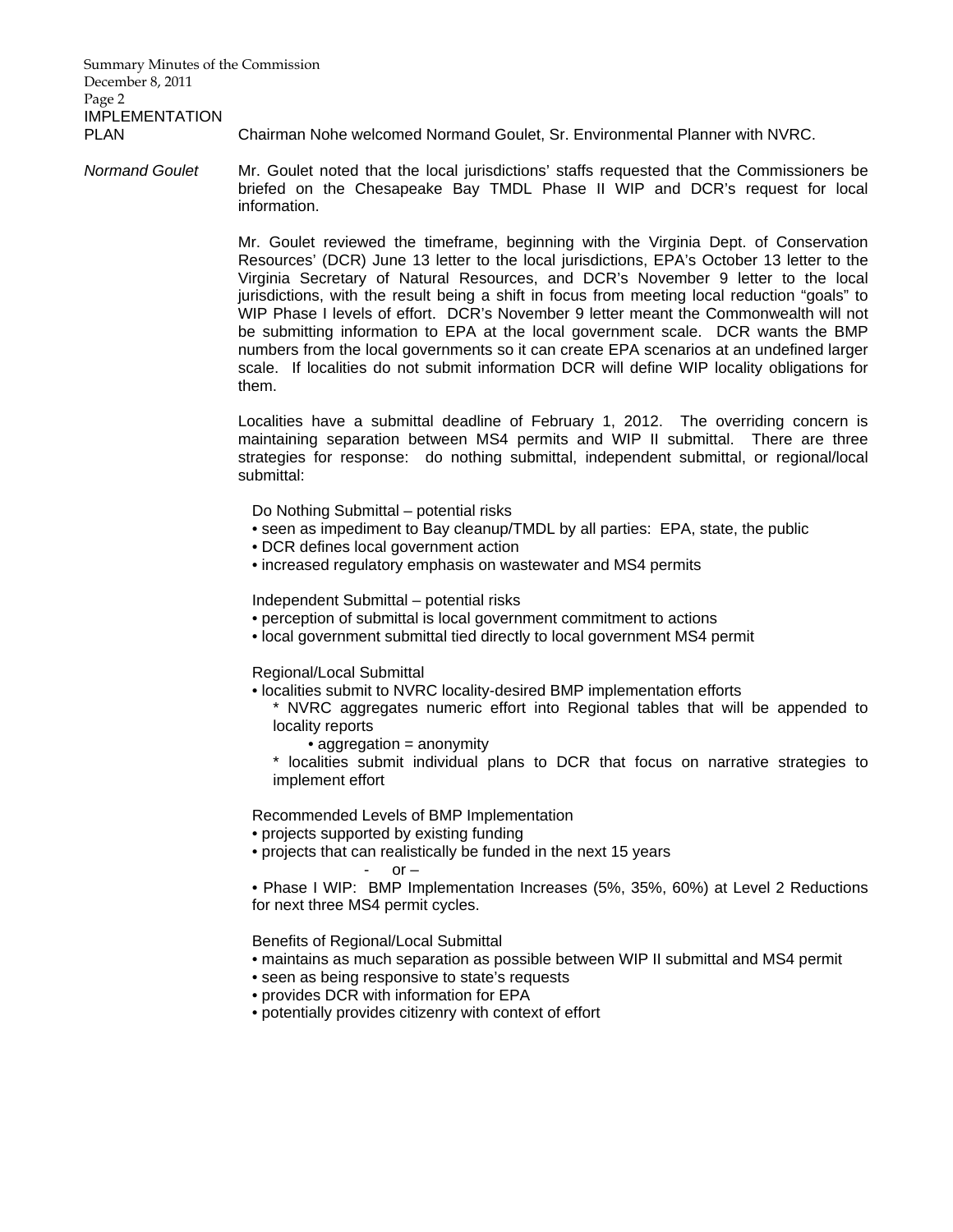**IMPLEMENTATION PLAN**

Chairman Nohe welcomed Normand Goulet, Sr. Environmental Planner with NVRC.

*Normand Goulet*

Mr. Goulet noted that the local jurisdictions' staffs requested that the Commissioners be briefed on the Chesapeake Bay TMDL Phase II WIP and DCR's request for local information.

Mr. Goulet reviewed the timeframe, beginning with the Virginia Dept. of Conservation Resources' (DCR) June 13 letter to the local jurisdictions, EPA's October 13 letter to the Virginia Secretary of Natural Resources, and DCR's November 9 letter to the local jurisdictions, with the result being a shift in focus from meeting local reduction "goals" to WIP Phase I levels of effort. DCR's November 9 letter meant the Commonwealth will not be submitting information to EPA at the local government scale. DCR wants the BMP numbers from the local governments so it can create EPA scenarios at an undefined larger scale. If localities do not submit information DCR will define WIP locality obligations for them.

Localities have a submittal deadline of February 1, 2012. The overriding concern is maintaining separation between MS4 permits and WIP II submittal. There are three strategies for response: do nothing submittal, independent submittal, or regional/local submittal:

Do Nothing Submittal – potential risks

- seen as impediment to Bay cleanup/TMDL by all parties: EPA, state, the public
- DCR defines local government action
- increased regulatory emphasis on wastewater and MS4 permits

Independent Submittal – potential risks

- perception of submittal is local government commitment to actions
- local government submittal tied directly to local government MS4 permit

Regional/Local Submittal

- localities submit to NVRC locality-desired BMP implementation efforts
  - NVRC aggregates numeric effort into Regional tables that will be appended to locality reports
    - aggregation = anonymity
  - localities submit individual plans to DCR that focus on narrative strategies to implement effort

Recommended Levels of BMP Implementation

- projects supported by existing funding
- projects that can realistically be funded in the next 15 years

- or –

- Phase I WIP: BMP Implementation Increases (5%, 35%, 60%) at Level 2 Reductions for next three MS4 permit cycles.

Benefits of Regional/Local Submittal

- maintains as much separation as possible between WIP II submittal and MS4 permit
- seen as being responsive to state's requests
- provides DCR with information for EPA
- potentially provides citizenry with context of effort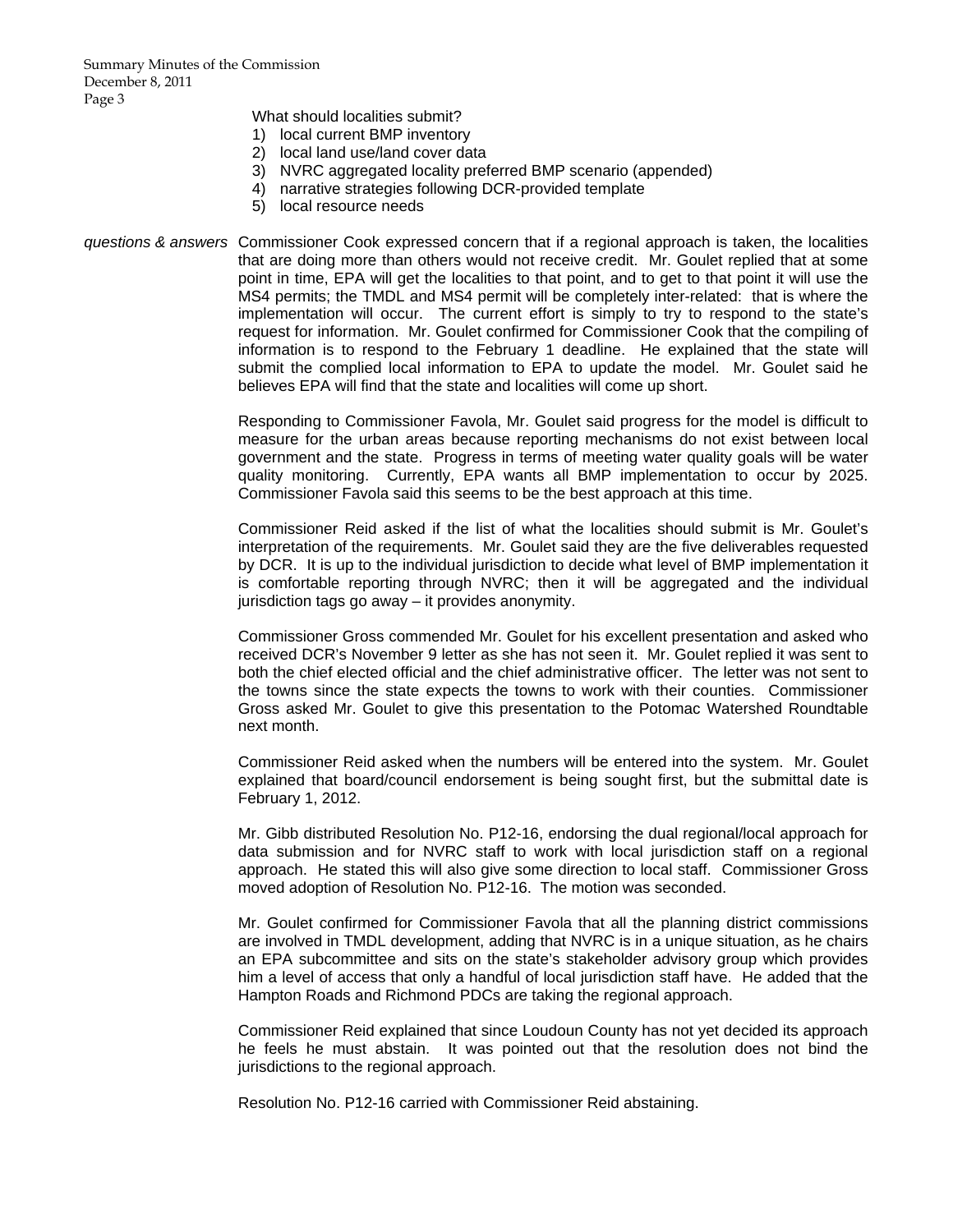What should localities submit?

1) local current BMP inventory
2) local land use/land cover data
3) NVRC aggregated locality preferred BMP scenario (appended)
4) narrative strategies following DCR-provided template
5) local resource needs

*questions & answers* Commissioner Cook expressed concern that if a regional approach is taken, the localities that are doing more than others would not receive credit. Mr. Goulet replied that at some point in time, EPA will get the localities to that point, and to get to that point it will use the MS4 permits; the TMDL and MS4 permit will be completely inter-related: that is where the implementation will occur. The current effort is simply to try to respond to the state's request for information. Mr. Goulet confirmed for Commissioner Cook that the compiling of information is to respond to the February 1 deadline. He explained that the state will submit the complied local information to EPA to update the model. Mr. Goulet said he believes EPA will find that the state and localities will come up short.

Responding to Commissioner Favola, Mr. Goulet said progress for the model is difficult to measure for the urban areas because reporting mechanisms do not exist between local government and the state. Progress in terms of meeting water quality goals will be water quality monitoring. Currently, EPA wants all BMP implementation to occur by 2025. Commissioner Favola said this seems to be the best approach at this time.

Commissioner Reid asked if the list of what the localities should submit is Mr. Goulet's interpretation of the requirements. Mr. Goulet said they are the five deliverables requested by DCR. It is up to the individual jurisdiction to decide what level of BMP implementation it is comfortable reporting through NVRC; then it will be aggregated and the individual jurisdiction tags go away – it provides anonymity.

Commissioner Gross commended Mr. Goulet for his excellent presentation and asked who received DCR's November 9 letter as she has not seen it. Mr. Goulet replied it was sent to both the chief elected official and the chief administrative officer. The letter was not sent to the towns since the state expects the towns to work with their counties. Commissioner Gross asked Mr. Goulet to give this presentation to the Potomac Watershed Roundtable next month.

Commissioner Reid asked when the numbers will be entered into the system. Mr. Goulet explained that board/council endorsement is being sought first, but the submittal date is February 1, 2012.

Mr. Gibb distributed Resolution No. P12-16, endorsing the dual regional/local approach for data submission and for NVRC staff to work with local jurisdiction staff on a regional approach. He stated this will also give some direction to local staff. Commissioner Gross moved adoption of Resolution No. P12-16. The motion was seconded.

Mr. Goulet confirmed for Commissioner Favola that all the planning district commissions are involved in TMDL development, adding that NVRC is in a unique situation, as he chairs an EPA subcommittee and sits on the state's stakeholder advisory group which provides him a level of access that only a handful of local jurisdiction staff have. He added that the Hampton Roads and Richmond PDCs are taking the regional approach.

Commissioner Reid explained that since Loudoun County has not yet decided its approach he feels he must abstain. It was pointed out that the resolution does not bind the jurisdictions to the regional approach.

Resolution No. P12-16 carried with Commissioner Reid abstaining.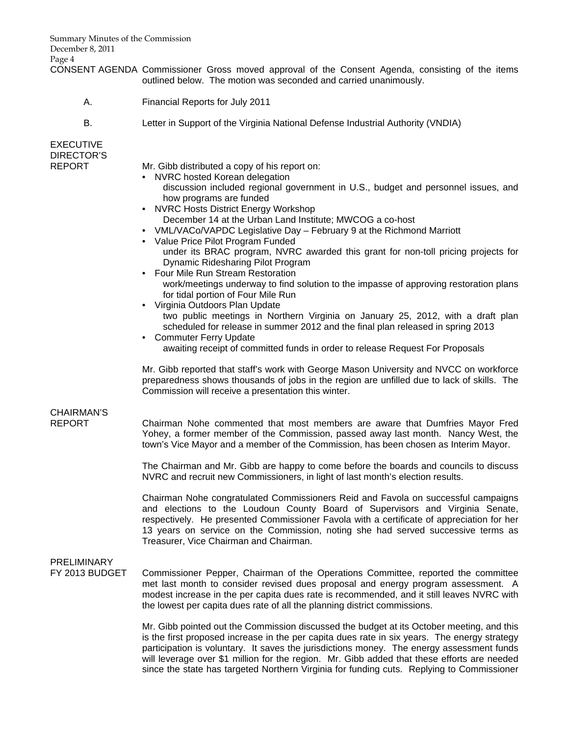**CONSENT AGENDA** Commissioner Gross moved approval of the Consent Agenda, consisting of the items outlined below. The motion was seconded and carried unanimously.

A. Financial Reports for July 2011

B. Letter in Support of the Virginia National Defense Industrial Authority (VNDIA)

**EXECUTIVE DIRECTOR'S REPORT**

Mr. Gibb distributed a copy of his report on:

- NVRC hosted Korean delegation
  discussion included regional government in U.S., budget and personnel issues, and how programs are funded
- NVRC Hosts District Energy Workshop
  December 14 at the Urban Land Institute; MWCOG a co-host
- VML/VACo/VAPDC Legislative Day – February 9 at the Richmond Marriott
- Value Price Pilot Program Funded
  under its BRAC program, NVRC awarded this grant for non-toll pricing projects for Dynamic Ridesharing Pilot Program
- Four Mile Run Stream Restoration
  work/meetings underway to find solution to the impasse of approving restoration plans for tidal portion of Four Mile Run
- Virginia Outdoors Plan Update
  two public meetings in Northern Virginia on January 25, 2012, with a draft plan scheduled for release in summer 2012 and the final plan released in spring 2013
- Commuter Ferry Update
  awaiting receipt of committed funds in order to release Request For Proposals

Mr. Gibb reported that staff's work with George Mason University and NVCC on workforce preparedness shows thousands of jobs in the region are unfilled due to lack of skills. The Commission will receive a presentation this winter.

**CHAIRMAN'S REPORT**

Chairman Nohe commented that most members are aware that Dumfries Mayor Fred Yohey, a former member of the Commission, passed away last month. Nancy West, the town's Vice Mayor and a member of the Commission, has been chosen as Interim Mayor.

The Chairman and Mr. Gibb are happy to come before the boards and councils to discuss NVRC and recruit new Commissioners, in light of last month's election results.

Chairman Nohe congratulated Commissioners Reid and Favola on successful campaigns and elections to the Loudoun County Board of Supervisors and Virginia Senate, respectively. He presented Commissioner Favola with a certificate of appreciation for her 13 years on service on the Commission, noting she had served successive terms as Treasurer, Vice Chairman and Chairman.

**PRELIMINARY FY 2013 BUDGET**

Commissioner Pepper, Chairman of the Operations Committee, reported the committee met last month to consider revised dues proposal and energy program assessment. A modest increase in the per capita dues rate is recommended, and it still leaves NVRC with the lowest per capita dues rate of all the planning district commissions.

Mr. Gibb pointed out the Commission discussed the budget at its October meeting, and this is the first proposed increase in the per capita dues rate in six years. The energy strategy participation is voluntary. It saves the jurisdictions money. The energy assessment funds will leverage over $1 million for the region. Mr. Gibb added that these efforts are needed since the state has targeted Northern Virginia for funding cuts. Replying to Commissioner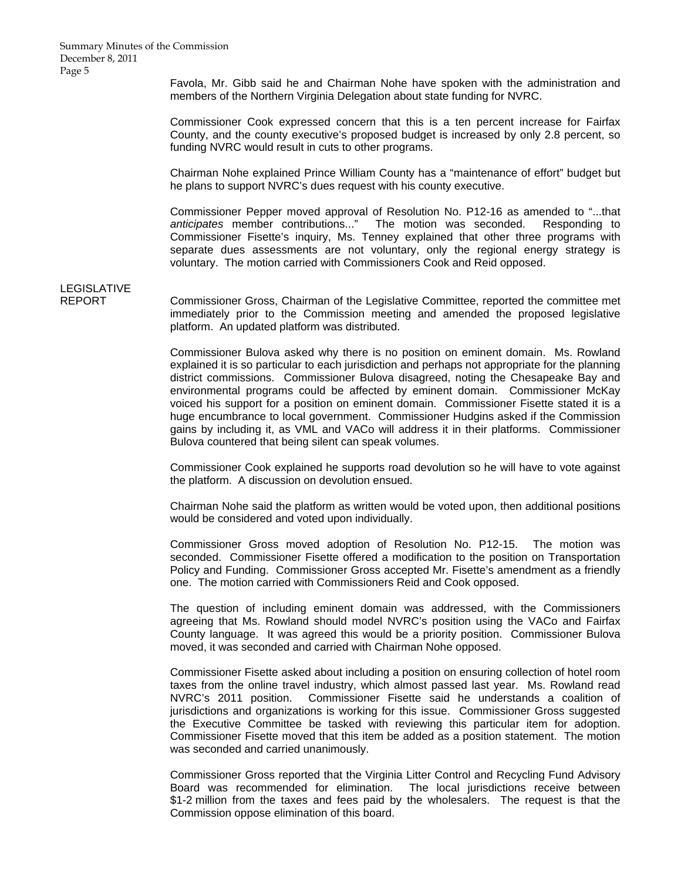Favola, Mr. Gibb said he and Chairman Nohe have spoken with the administration and members of the Northern Virginia Delegation about state funding for NVRC.

Commissioner Cook expressed concern that this is a ten percent increase for Fairfax County, and the county executive's proposed budget is increased by only 2.8 percent, so funding NVRC would result in cuts to other programs.

Chairman Nohe explained Prince William County has a "maintenance of effort" budget but he plans to support NVRC's dues request with his county executive.

Commissioner Pepper moved approval of Resolution No. P12-16 as amended to "...that *anticipates* member contributions..." The motion was seconded. Responding to Commissioner Fisette's inquiry, Ms. Tenney explained that other three programs with separate dues assessments are not voluntary, only the regional energy strategy is voluntary. The motion carried with Commissioners Cook and Reid opposed.

## LEGISLATIVE REPORT

Commissioner Gross, Chairman of the Legislative Committee, reported the committee met immediately prior to the Commission meeting and amended the proposed legislative platform. An updated platform was distributed.

Commissioner Bulova asked why there is no position on eminent domain. Ms. Rowland explained it is so particular to each jurisdiction and perhaps not appropriate for the planning district commissions. Commissioner Bulova disagreed, noting the Chesapeake Bay and environmental programs could be affected by eminent domain. Commissioner McKay voiced his support for a position on eminent domain. Commissioner Fisette stated it is a huge encumbrance to local government. Commissioner Hudgins asked if the Commission gains by including it, as VML and VACo will address it in their platforms. Commissioner Bulova countered that being silent can speak volumes.

Commissioner Cook explained he supports road devolution so he will have to vote against the platform. A discussion on devolution ensued.

Chairman Nohe said the platform as written would be voted upon, then additional positions would be considered and voted upon individually.

Commissioner Gross moved adoption of Resolution No. P12-15. The motion was seconded. Commissioner Fisette offered a modification to the position on Transportation Policy and Funding. Commissioner Gross accepted Mr. Fisette's amendment as a friendly one. The motion carried with Commissioners Reid and Cook opposed.

The question of including eminent domain was addressed, with the Commissioners agreeing that Ms. Rowland should model NVRC's position using the VACo and Fairfax County language. It was agreed this would be a priority position. Commissioner Bulova moved, it was seconded and carried with Chairman Nohe opposed.

Commissioner Fisette asked about including a position on ensuring collection of hotel room taxes from the online travel industry, which almost passed last year. Ms. Rowland read NVRC's 2011 position. Commissioner Fisette said he understands a coalition of jurisdictions and organizations is working for this issue. Commissioner Gross suggested the Executive Committee be tasked with reviewing this particular item for adoption. Commissioner Fisette moved that this item be added as a position statement. The motion was seconded and carried unanimously.

Commissioner Gross reported that the Virginia Litter Control and Recycling Fund Advisory Board was recommended for elimination. The local jurisdictions receive between $1-2 million from the taxes and fees paid by the wholesalers. The request is that the Commission oppose elimination of this board.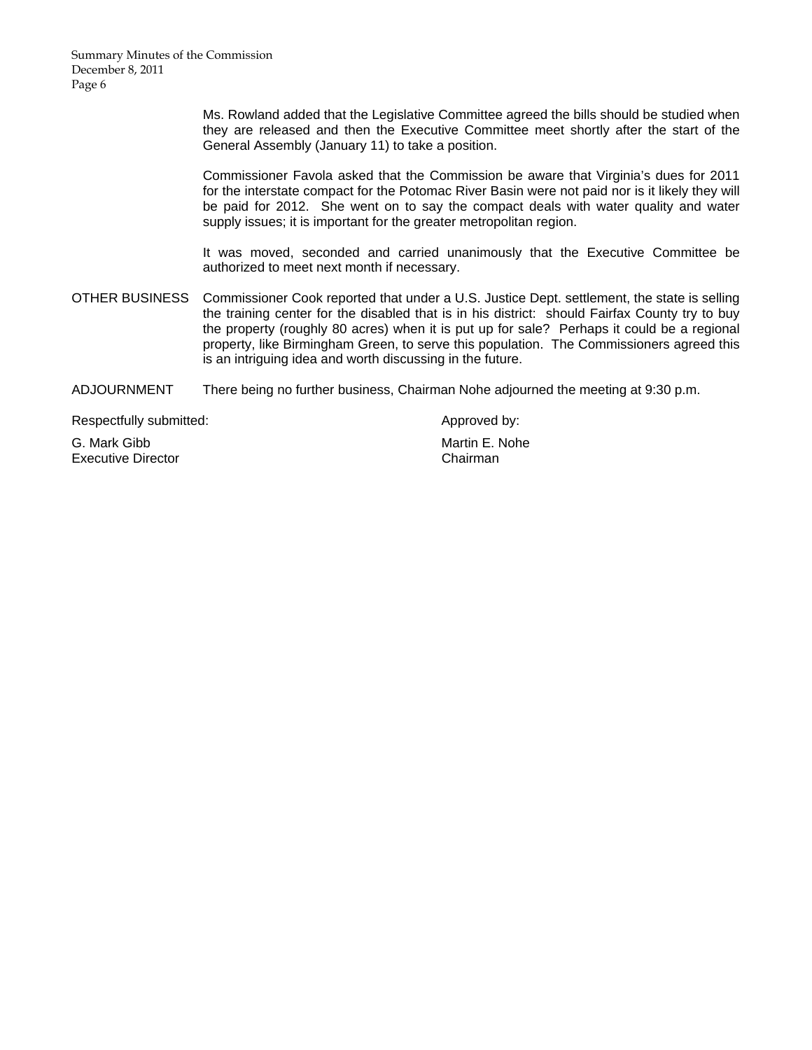Ms. Rowland added that the Legislative Committee agreed the bills should be studied when they are released and then the Executive Committee meet shortly after the start of the General Assembly (January 11) to take a position.

Commissioner Favola asked that the Commission be aware that Virginia's dues for 2011 for the interstate compact for the Potomac River Basin were not paid nor is it likely they will be paid for 2012. She went on to say the compact deals with water quality and water supply issues; it is important for the greater metropolitan region.

It was moved, seconded and carried unanimously that the Executive Committee be authorized to meet next month if necessary.

OTHER BUSINESS Commissioner Cook reported that under a U.S. Justice Dept. settlement, the state is selling the training center for the disabled that is in his district: should Fairfax County try to buy the property (roughly 80 acres) when it is put up for sale? Perhaps it could be a regional property, like Birmingham Green, to serve this population. The Commissioners agreed this is an intriguing idea and worth discussing in the future.

ADJOURNMENT There being no further business, Chairman Nohe adjourned the meeting at 9:30 p.m.

Respectfully submitted:

G. Mark Gibb
Executive Director

Approved by:

Martin E. Nohe
Chairman